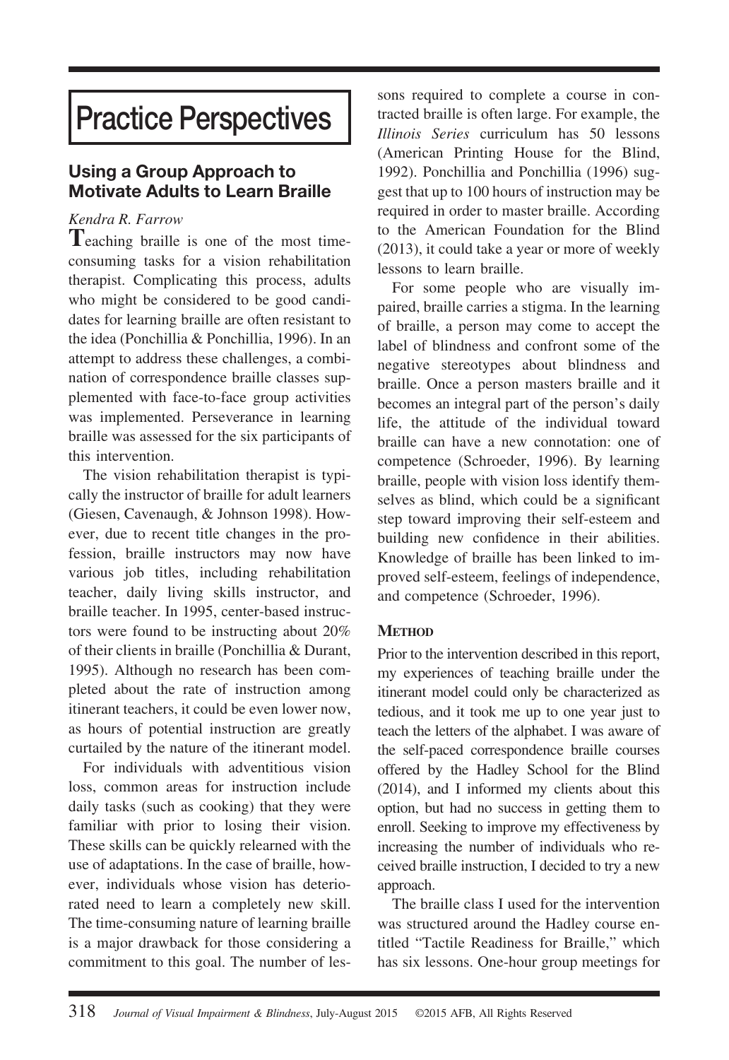# Practice Perspectives

## Using a Group Approach to Motivate Adults to Learn Braille

*Kendra R. Farrow*

Teaching braille is one of the most time-consuming tasks for a vision rehabilitation therapist. Complicating this process, adults who might be considered to be good candidates for learning braille are often resistant to the idea (Ponchillia & Ponchillia, 1996). In an attempt to address these challenges, a combination of correspondence braille classes supplemented with face-to-face group activities was implemented. Perseverance in learning braille was assessed for the six participants of this intervention.

The vision rehabilitation therapist is typically the instructor of braille for adult learners (Giesen, Cavenaugh, & Johnson 1998). However, due to recent title changes in the profession, braille instructors may now have various job titles, including rehabilitation teacher, daily living skills instructor, and braille teacher. In 1995, center-based instructors were found to be instructing about 20% of their clients in braille (Ponchillia & Durant, 1995). Although no research has been completed about the rate of instruction among itinerant teachers, it could be even lower now, as hours of potential instruction are greatly curtailed by the nature of the itinerant model.

For individuals with adventitious vision loss, common areas for instruction include daily tasks (such as cooking) that they were familiar with prior to losing their vision. These skills can be quickly relearned with the use of adaptations. In the case of braille, however, individuals whose vision has deteriorated need to learn a completely new skill. The time-consuming nature of learning braille is a major drawback for those considering a commitment to this goal. The number of lessons required to complete a course in contracted braille is often large. For example, the *Illinois Series* curriculum has 50 lessons (American Printing House for the Blind, 1992). Ponchillia and Ponchillia (1996) suggest that up to 100 hours of instruction may be required in order to master braille. According to the American Foundation for the Blind (2013), it could take a year or more of weekly lessons to learn braille.

For some people who are visually impaired, braille carries a stigma. In the learning of braille, a person may come to accept the label of blindness and confront some of the negative stereotypes about blindness and braille. Once a person masters braille and it becomes an integral part of the person's daily life, the attitude of the individual toward braille can have a new connotation: one of competence (Schroeder, 1996). By learning braille, people with vision loss identify themselves as blind, which could be a significant step toward improving their self-esteem and building new confidence in their abilities. Knowledge of braille has been linked to improved self-esteem, feelings of independence, and competence (Schroeder, 1996).

### Method

Prior to the intervention described in this report, my experiences of teaching braille under the itinerant model could only be characterized as tedious, and it took me up to one year just to teach the letters of the alphabet. I was aware of the self-paced correspondence braille courses offered by the Hadley School for the Blind (2014), and I informed my clients about this option, but had no success in getting them to enroll. Seeking to improve my effectiveness by increasing the number of individuals who received braille instruction, I decided to try a new approach.

The braille class I used for the intervention was structured around the Hadley course entitled "Tactile Readiness for Braille," which has six lessons. One-hour group meetings for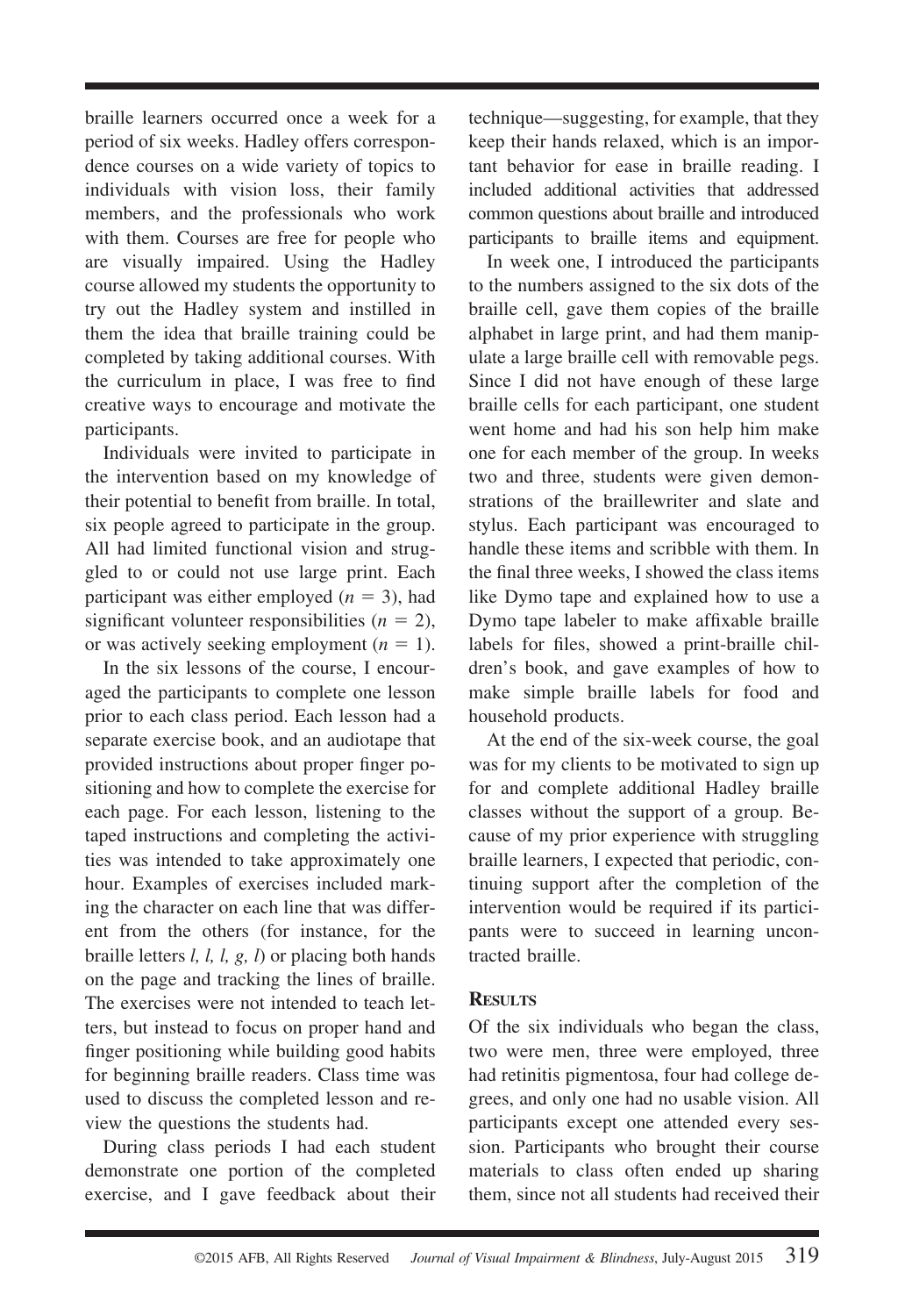braille learners occurred once a week for a period of six weeks. Hadley offers correspondence courses on a wide variety of topics to individuals with vision loss, their family members, and the professionals who work with them. Courses are free for people who are visually impaired. Using the Hadley course allowed my students the opportunity to try out the Hadley system and instilled in them the idea that braille training could be completed by taking additional courses. With the curriculum in place, I was free to find creative ways to encourage and motivate the participants.

Individuals were invited to participate in the intervention based on my knowledge of their potential to benefit from braille. In total, six people agreed to participate in the group. All had limited functional vision and struggled to or could not use large print. Each participant was either employed ($n = 3$), had significant volunteer responsibilities ($n = 2$), or was actively seeking employment ($n = 1$).

In the six lessons of the course, I encouraged the participants to complete one lesson prior to each class period. Each lesson had a separate exercise book, and an audiotape that provided instructions about proper finger positioning and how to complete the exercise for each page. For each lesson, listening to the taped instructions and completing the activities was intended to take approximately one hour. Examples of exercises included marking the character on each line that was different from the others (for instance, for the braille letters *l, l, l, g, l*) or placing both hands on the page and tracking the lines of braille. The exercises were not intended to teach letters, but instead to focus on proper hand and finger positioning while building good habits for beginning braille readers. Class time was used to discuss the completed lesson and review the questions the students had.

During class periods I had each student demonstrate one portion of the completed exercise, and I gave feedback about their technique—suggesting, for example, that they keep their hands relaxed, which is an important behavior for ease in braille reading. I included additional activities that addressed common questions about braille and introduced participants to braille items and equipment.

In week one, I introduced the participants to the numbers assigned to the six dots of the braille cell, gave them copies of the braille alphabet in large print, and had them manipulate a large braille cell with removable pegs. Since I did not have enough of these large braille cells for each participant, one student went home and had his son help him make one for each member of the group. In weeks two and three, students were given demonstrations of the braillewriter and slate and stylus. Each participant was encouraged to handle these items and scribble with them. In the final three weeks, I showed the class items like Dymo tape and explained how to use a Dymo tape labeler to make affixable braille labels for files, showed a print-braille children's book, and gave examples of how to make simple braille labels for food and household products.

At the end of the six-week course, the goal was for my clients to be motivated to sign up for and complete additional Hadley braille classes without the support of a group. Because of my prior experience with struggling braille learners, I expected that periodic, continuing support after the completion of the intervention would be required if its participants were to succeed in learning uncontracted braille.

## Results

Of the six individuals who began the class, two were men, three were employed, three had retinitis pigmentosa, four had college degrees, and only one had no usable vision. All participants except one attended every session. Participants who brought their course materials to class often ended up sharing them, since not all students had received their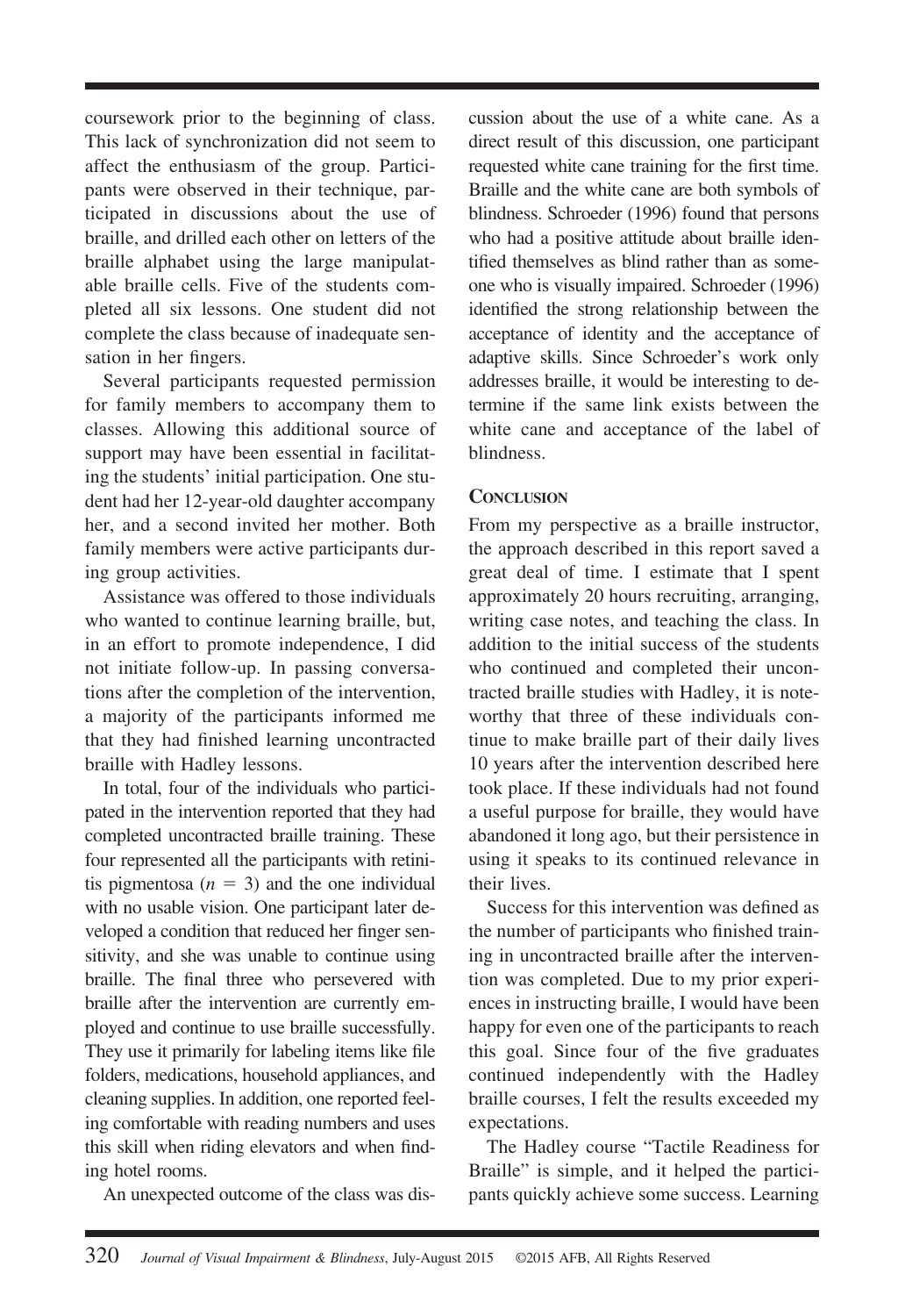coursework prior to the beginning of class. This lack of synchronization did not seem to affect the enthusiasm of the group. Participants were observed in their technique, participated in discussions about the use of braille, and drilled each other on letters of the braille alphabet using the large manipulatable braille cells. Five of the students completed all six lessons. One student did not complete the class because of inadequate sensation in her fingers.

Several participants requested permission for family members to accompany them to classes. Allowing this additional source of support may have been essential in facilitating the students' initial participation. One student had her 12-year-old daughter accompany her, and a second invited her mother. Both family members were active participants during group activities.

Assistance was offered to those individuals who wanted to continue learning braille, but, in an effort to promote independence, I did not initiate follow-up. In passing conversations after the completion of the intervention, a majority of the participants informed me that they had finished learning uncontracted braille with Hadley lessons.

In total, four of the individuals who participated in the intervention reported that they had completed uncontracted braille training. These four represented all the participants with retinitis pigmentosa ($n = 3$) and the one individual with no usable vision. One participant later developed a condition that reduced her finger sensitivity, and she was unable to continue using braille. The final three who persevered with braille after the intervention are currently employed and continue to use braille successfully. They use it primarily for labeling items like file folders, medications, household appliances, and cleaning supplies. In addition, one reported feeling comfortable with reading numbers and uses this skill when riding elevators and when finding hotel rooms.

An unexpected outcome of the class was discussion about the use of a white cane. As a direct result of this discussion, one participant requested white cane training for the first time. Braille and the white cane are both symbols of blindness. Schroeder (1996) found that persons who had a positive attitude about braille identified themselves as blind rather than as someone who is visually impaired. Schroeder (1996) identified the strong relationship between the acceptance of identity and the acceptance of adaptive skills. Since Schroeder's work only addresses braille, it would be interesting to determine if the same link exists between the white cane and acceptance of the label of blindness.

## Conclusion

From my perspective as a braille instructor, the approach described in this report saved a great deal of time. I estimate that I spent approximately 20 hours recruiting, arranging, writing case notes, and teaching the class. In addition to the initial success of the students who continued and completed their uncontracted braille studies with Hadley, it is noteworthy that three of these individuals continue to make braille part of their daily lives 10 years after the intervention described here took place. If these individuals had not found a useful purpose for braille, they would have abandoned it long ago, but their persistence in using it speaks to its continued relevance in their lives.

Success for this intervention was defined as the number of participants who finished training in uncontracted braille after the intervention was completed. Due to my prior experiences in instructing braille, I would have been happy for even one of the participants to reach this goal. Since four of the five graduates continued independently with the Hadley braille courses, I felt the results exceeded my expectations.

The Hadley course "Tactile Readiness for Braille" is simple, and it helped the participants quickly achieve some success. Learning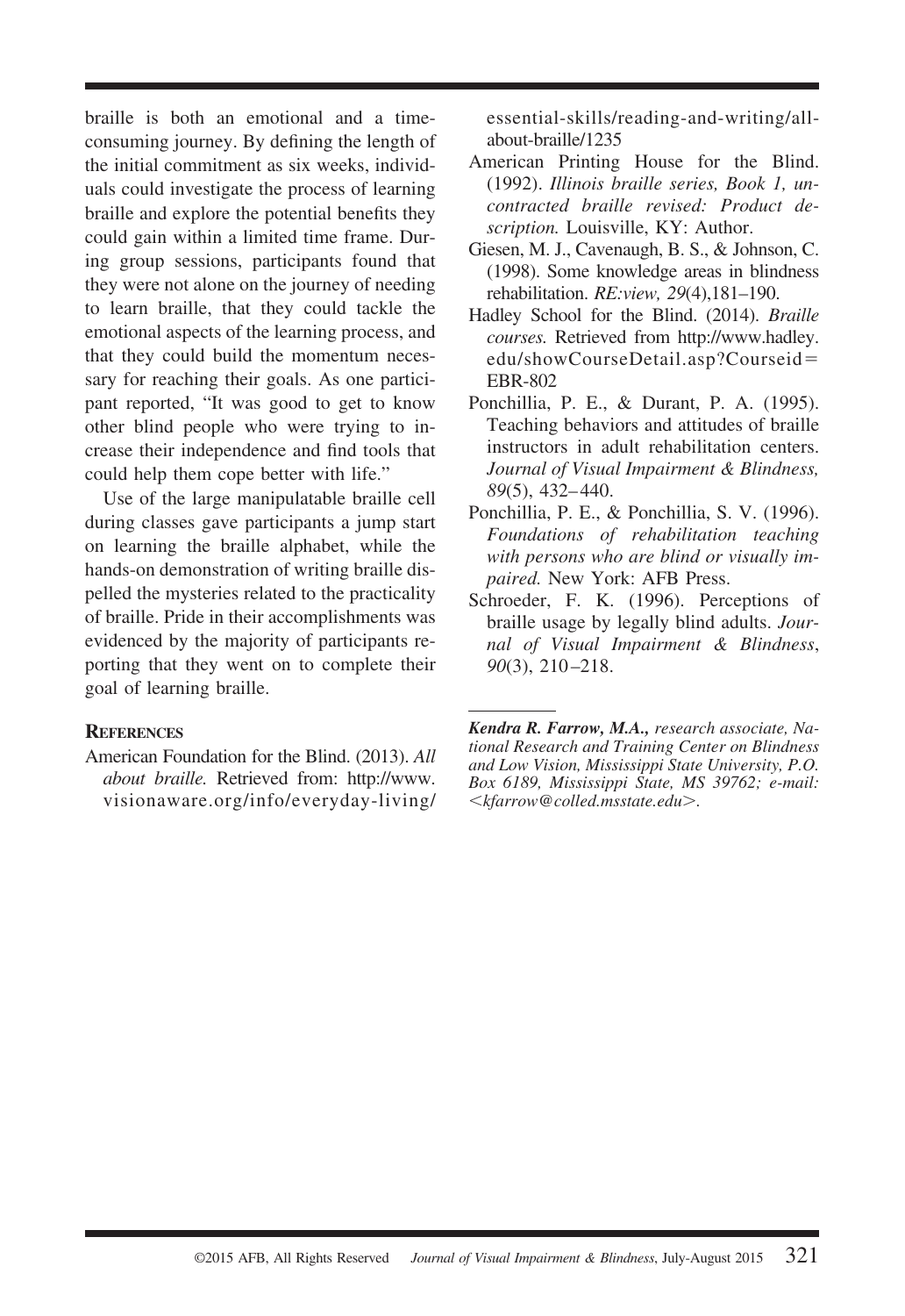braille is both an emotional and a time-consuming journey. By defining the length of the initial commitment as six weeks, individuals could investigate the process of learning braille and explore the potential benefits they could gain within a limited time frame. During group sessions, participants found that they were not alone on the journey of needing to learn braille, that they could tackle the emotional aspects of the learning process, and that they could build the momentum necessary for reaching their goals. As one participant reported, "It was good to get to know other blind people who were trying to increase their independence and find tools that could help them cope better with life."

Use of the large manipulatable braille cell during classes gave participants a jump start on learning the braille alphabet, while the hands-on demonstration of writing braille dispelled the mysteries related to the practicality of braille. Pride in their accomplishments was evidenced by the majority of participants reporting that they went on to complete their goal of learning braille.

## References

American Foundation for the Blind. (2013). *All about braille.* Retrieved from: http://www.visionaware.org/info/everyday-living/essential-skills/reading-and-writing/all-about-braille/1235

American Printing House for the Blind. (1992). *Illinois braille series, Book 1, uncontracted braille revised: Product description.* Louisville, KY: Author.

Giesen, M. J., Cavenaugh, B. S., & Johnson, C. (1998). Some knowledge areas in blindness rehabilitation. *RE:view, 29*(4),181–190.

Hadley School for the Blind. (2014). *Braille courses.* Retrieved from http://www.hadley.edu/showCourseDetail.asp?Courseid=EBR-802

Ponchillia, P. E., & Durant, P. A. (1995). Teaching behaviors and attitudes of braille instructors in adult rehabilitation centers. *Journal of Visual Impairment & Blindness, 89*(5), 432–440.

Ponchillia, P. E., & Ponchillia, S. V. (1996). *Foundations of rehabilitation teaching with persons who are blind or visually impaired.* New York: AFB Press.

Schroeder, F. K. (1996). Perceptions of braille usage by legally blind adults. *Journal of Visual Impairment & Blindness*, *90*(3), 210–218.

---

***Kendra R. Farrow, M.A.,*** *research associate, National Research and Training Center on Blindness and Low Vision, Mississippi State University, P.O. Box 6189, Mississippi State, MS 39762; e-mail: <kfarrow@colled.msstate.edu>.*